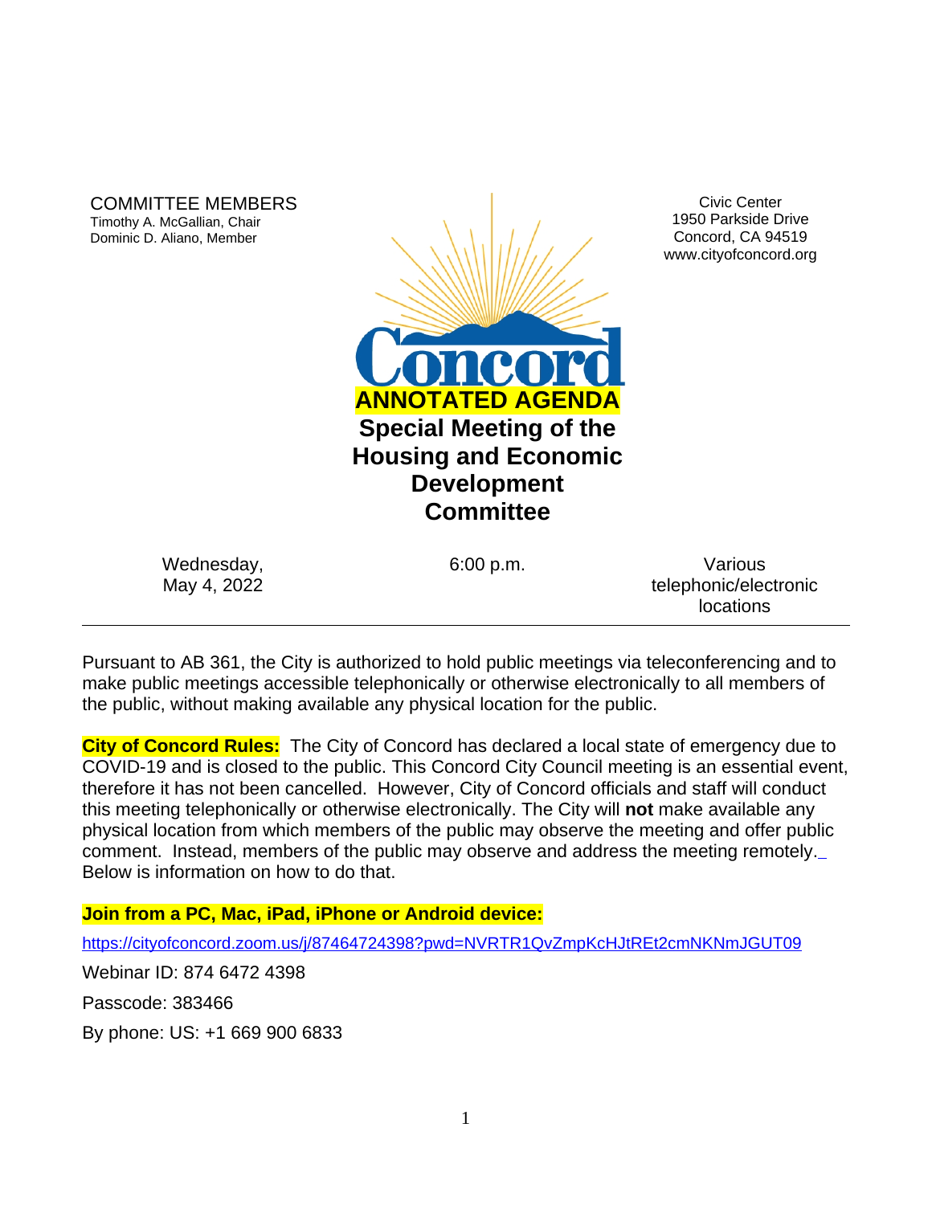COMMITTEE MEMBERS
Timothy A. McGallian, Chair
Dominic D. Aliano, Member

Civic Center
1950 Parkside Drive
Concord, CA 94519
www.cityofconcord.org

Concord

# ANNOTATED AGENDA

# Special Meeting of the Housing and Economic Development Committee

Wednesday, May 4, 2022

6:00 p.m.

Various telephonic/electronic locations

---

Pursuant to AB 361, the City is authorized to hold public meetings via teleconferencing and to make public meetings accessible telephonically or otherwise electronically to all members of the public, without making available any physical location for the public.

**City of Concord Rules:** The City of Concord has declared a local state of emergency due to COVID-19 and is closed to the public. This Concord City Council meeting is an essential event, therefore it has not been cancelled. However, City of Concord officials and staff will conduct this meeting telephonically or otherwise electronically. The City will **not** make available any physical location from which members of the public may observe the meeting and offer public comment. Instead, members of the public may observe and address the meeting remotely. Below is information on how to do that.

**Join from a PC, Mac, iPad, iPhone or Android device:**

https://cityofconcord.zoom.us/j/87464724398?pwd=NVRTR1QvZmpKcHJtREt2cmNKNmJGUT09

Webinar ID: 874 6472 4398

Passcode: 383466

By phone: US: +1 669 900 6833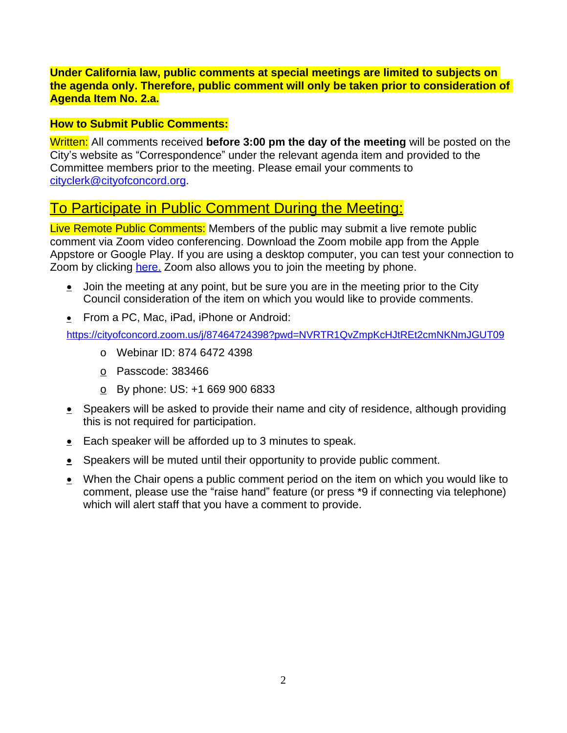**Under California law, public comments at special meetings are limited to subjects on the agenda only. Therefore, public comment will only be taken prior to consideration of Agenda Item No. 2.a.**

**How to Submit Public Comments:**

Written: All comments received **before 3:00 pm the day of the meeting** will be posted on the City's website as "Correspondence" under the relevant agenda item and provided to the Committee members prior to the meeting. Please email your comments to [cityclerk@cityofconcord.org](mailto:cityclerk@cityofconcord.org).

## To Participate in Public Comment During the Meeting:

Live Remote Public Comments: Members of the public may submit a live remote public comment via Zoom video conferencing. Download the Zoom mobile app from the Apple Appstore or Google Play. If you are using a desktop computer, you can test your connection to Zoom by clicking here. Zoom also allows you to join the meeting by phone.

- Join the meeting at any point, but be sure you are in the meeting prior to the City Council consideration of the item on which you would like to provide comments.
- From a PC, Mac, iPad, iPhone or Android:

  https://cityofconcord.zoom.us/j/87464724398?pwd=NVRTR1QvZmpKcHJtREt2cmNKNmJGUT09

    - Webinar ID: 874 6472 4398
    - Passcode: 383466
    - By phone: US: +1 669 900 6833
- Speakers will be asked to provide their name and city of residence, although providing this is not required for participation.
- Each speaker will be afforded up to 3 minutes to speak.
- Speakers will be muted until their opportunity to provide public comment.
- When the Chair opens a public comment period on the item on which you would like to comment, please use the "raise hand" feature (or press *9 if connecting via telephone) which will alert staff that you have a comment to provide.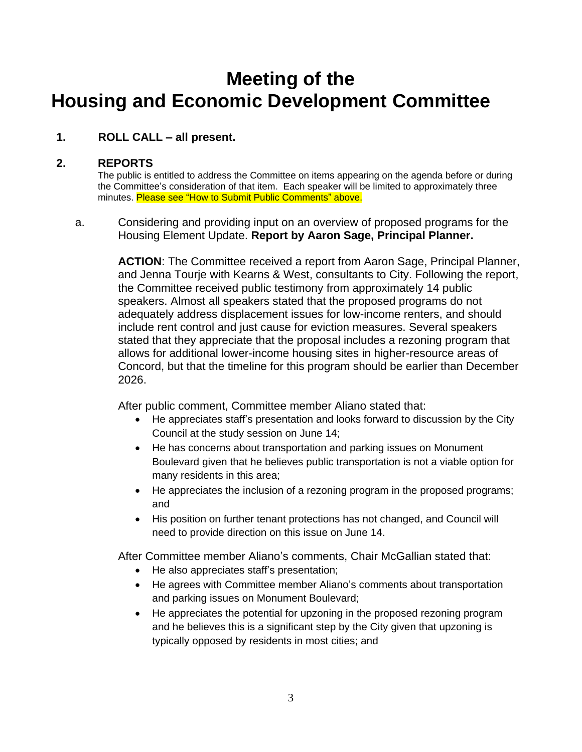# Meeting of the Housing and Economic Development Committee

## 1. ROLL CALL – all present.

## 2. REPORTS

The public is entitled to address the Committee on items appearing on the agenda before or during the Committee's consideration of that item. Each speaker will be limited to approximately three minutes. Please see "How to Submit Public Comments" above.

a. Considering and providing input on an overview of proposed programs for the Housing Element Update. **Report by Aaron Sage, Principal Planner.**

**ACTION**: The Committee received a report from Aaron Sage, Principal Planner, and Jenna Tourje with Kearns & West, consultants to City. Following the report, the Committee received public testimony from approximately 14 public speakers. Almost all speakers stated that the proposed programs do not adequately address displacement issues for low-income renters, and should include rent control and just cause for eviction measures. Several speakers stated that they appreciate that the proposal includes a rezoning program that allows for additional lower-income housing sites in higher-resource areas of Concord, but that the timeline for this program should be earlier than December 2026.

After public comment, Committee member Aliano stated that:

- He appreciates staff's presentation and looks forward to discussion by the City Council at the study session on June 14;
- He has concerns about transportation and parking issues on Monument Boulevard given that he believes public transportation is not a viable option for many residents in this area;
- He appreciates the inclusion of a rezoning program in the proposed programs; and
- His position on further tenant protections has not changed, and Council will need to provide direction on this issue on June 14.

After Committee member Aliano's comments, Chair McGallian stated that:

- He also appreciates staff's presentation;
- He agrees with Committee member Aliano's comments about transportation and parking issues on Monument Boulevard;
- He appreciates the potential for upzoning in the proposed rezoning program and he believes this is a significant step by the City given that upzoning is typically opposed by residents in most cities; and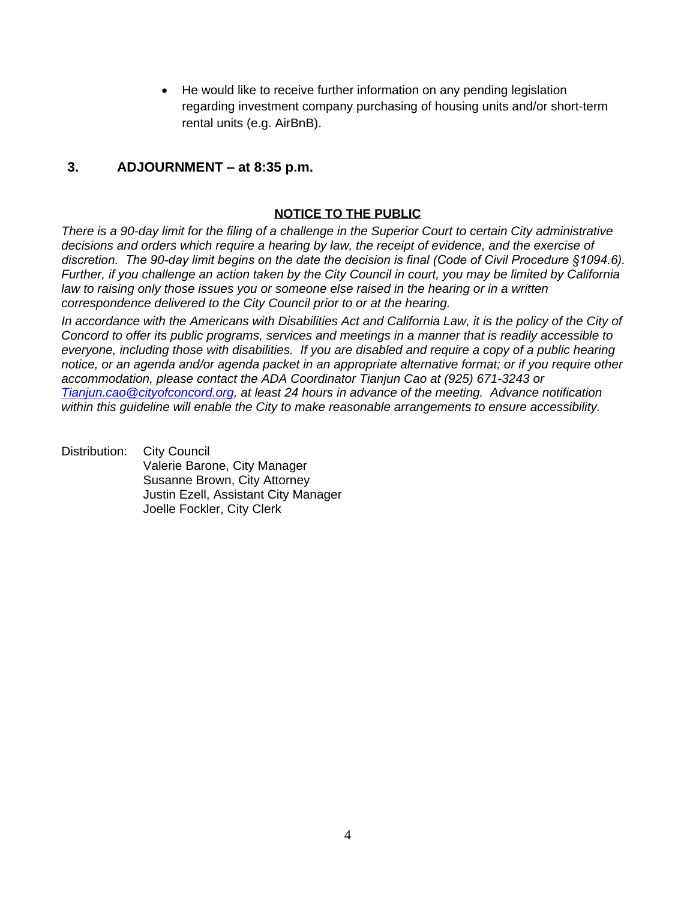- He would like to receive further information on any pending legislation regarding investment company purchasing of housing units and/or short-term rental units (e.g. AirBnB).

## 3. ADJOURNMENT – at 8:35 p.m.

**NOTICE TO THE PUBLIC**

*There is a 90-day limit for the filing of a challenge in the Superior Court to certain City administrative decisions and orders which require a hearing by law, the receipt of evidence, and the exercise of discretion. The 90-day limit begins on the date the decision is final (Code of Civil Procedure §1094.6). Further, if you challenge an action taken by the City Council in court, you may be limited by California law to raising only those issues you or someone else raised in the hearing or in a written correspondence delivered to the City Council prior to or at the hearing.*

*In accordance with the Americans with Disabilities Act and California Law, it is the policy of the City of Concord to offer its public programs, services and meetings in a manner that is readily accessible to everyone, including those with disabilities. If you are disabled and require a copy of a public hearing notice, or an agenda and/or agenda packet in an appropriate alternative format; or if you require other accommodation, please contact the ADA Coordinator Tianjun Cao at (925) 671-3243 or Tianjun.cao@cityofconcord.org, at least 24 hours in advance of the meeting. Advance notification within this guideline will enable the City to make reasonable arrangements to ensure accessibility.*

Distribution: City Council
Valerie Barone, City Manager
Susanne Brown, City Attorney
Justin Ezell, Assistant City Manager
Joelle Fockler, City Clerk